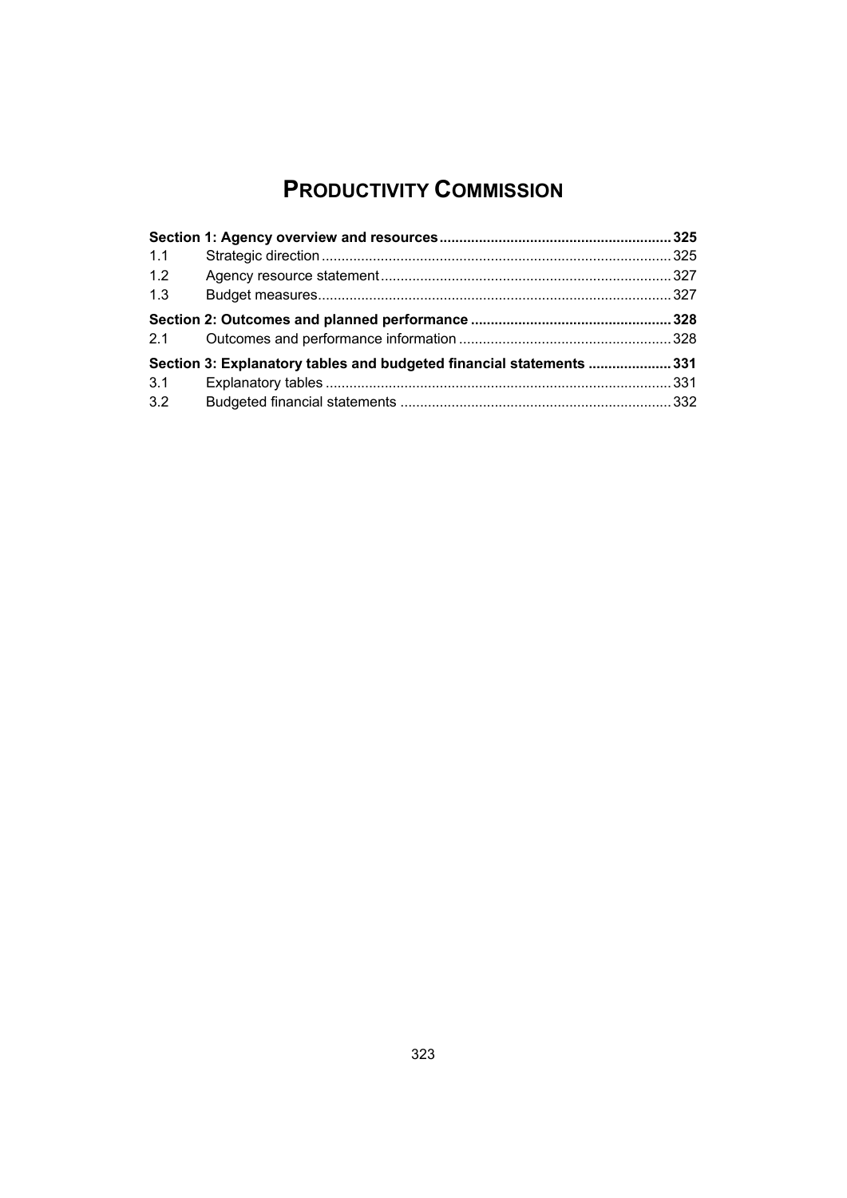# PRODUCTIVITY COMMISSION

| | | |
|---|---|---|
| **Section 1: Agency overview and resources** | | **325** |
| 1.1 | Strategic direction | 325 |
| 1.2 | Agency resource statement | 327 |
| 1.3 | Budget measures | 327 |
| **Section 2: Outcomes and planned performance** | | **328** |
| 2.1 | Outcomes and performance information | 328 |
| **Section 3: Explanatory tables and budgeted financial statements** | | **331** |
| 3.1 | Explanatory tables | 331 |
| 3.2 | Budgeted financial statements | 332 |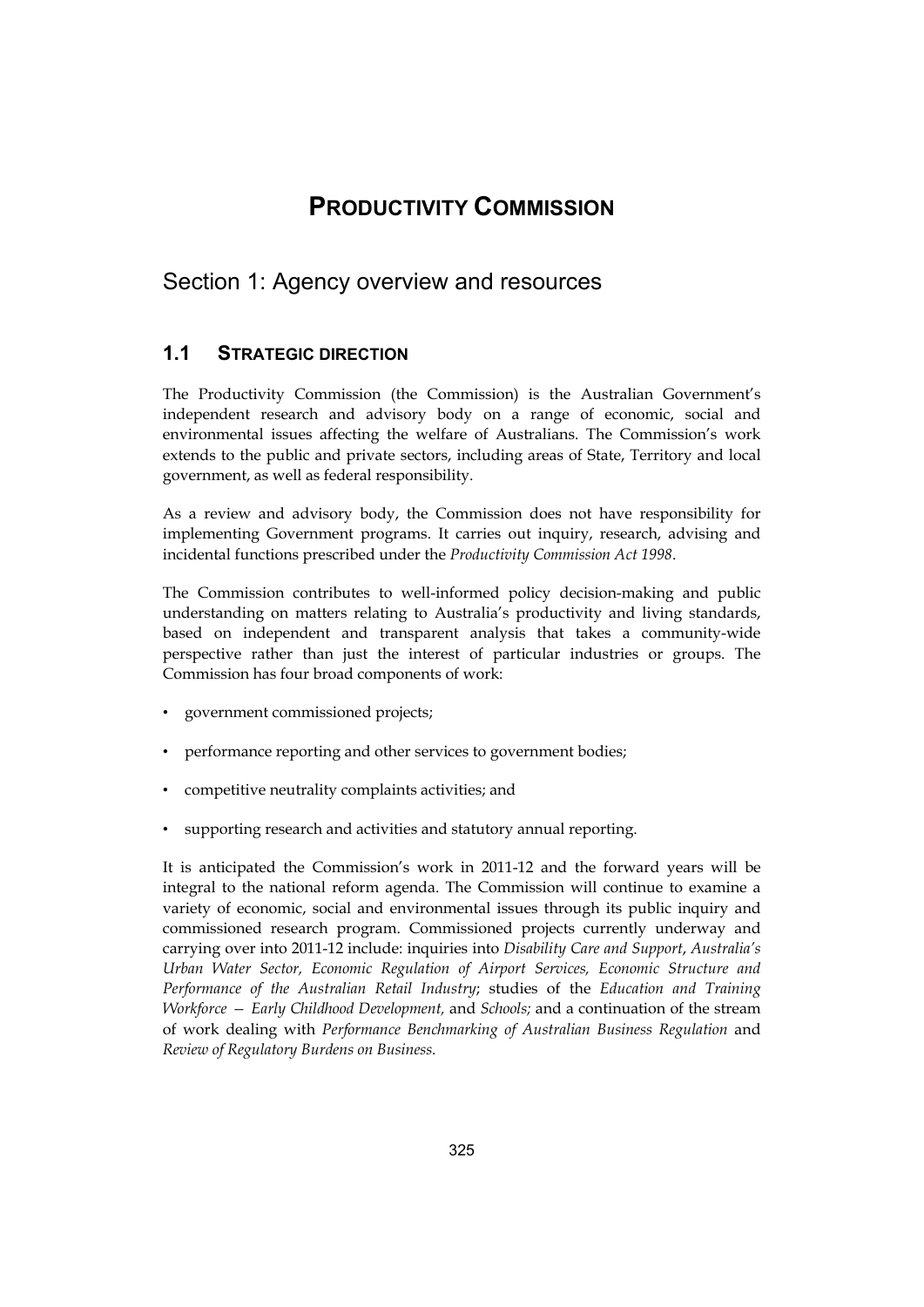# PRODUCTIVITY COMMISSION

## Section 1: Agency overview and resources

### 1.1 STRATEGIC DIRECTION

The Productivity Commission (the Commission) is the Australian Government's independent research and advisory body on a range of economic, social and environmental issues affecting the welfare of Australians. The Commission's work extends to the public and private sectors, including areas of State, Territory and local government, as well as federal responsibility.

As a review and advisory body, the Commission does not have responsibility for implementing Government programs. It carries out inquiry, research, advising and incidental functions prescribed under the *Productivity Commission Act 1998*.

The Commission contributes to well-informed policy decision-making and public understanding on matters relating to Australia's productivity and living standards, based on independent and transparent analysis that takes a community-wide perspective rather than just the interest of particular industries or groups. The Commission has four broad components of work:

- government commissioned projects;
- performance reporting and other services to government bodies;
- competitive neutrality complaints activities; and
- supporting research and activities and statutory annual reporting.

It is anticipated the Commission's work in 2011-12 and the forward years will be integral to the national reform agenda. The Commission will continue to examine a variety of economic, social and environmental issues through its public inquiry and commissioned research program. Commissioned projects currently underway and carrying over into 2011-12 include: inquiries into *Disability Care and Support*, *Australia's Urban Water Sector, Economic Regulation of Airport Services, Economic Structure and Performance of the Australian Retail Industry*; studies of the *Education and Training Workforce — Early Childhood Development,* and *Schools;* and a continuation of the stream of work dealing with *Performance Benchmarking of Australian Business Regulation* and *Review of Regulatory Burdens on Business*.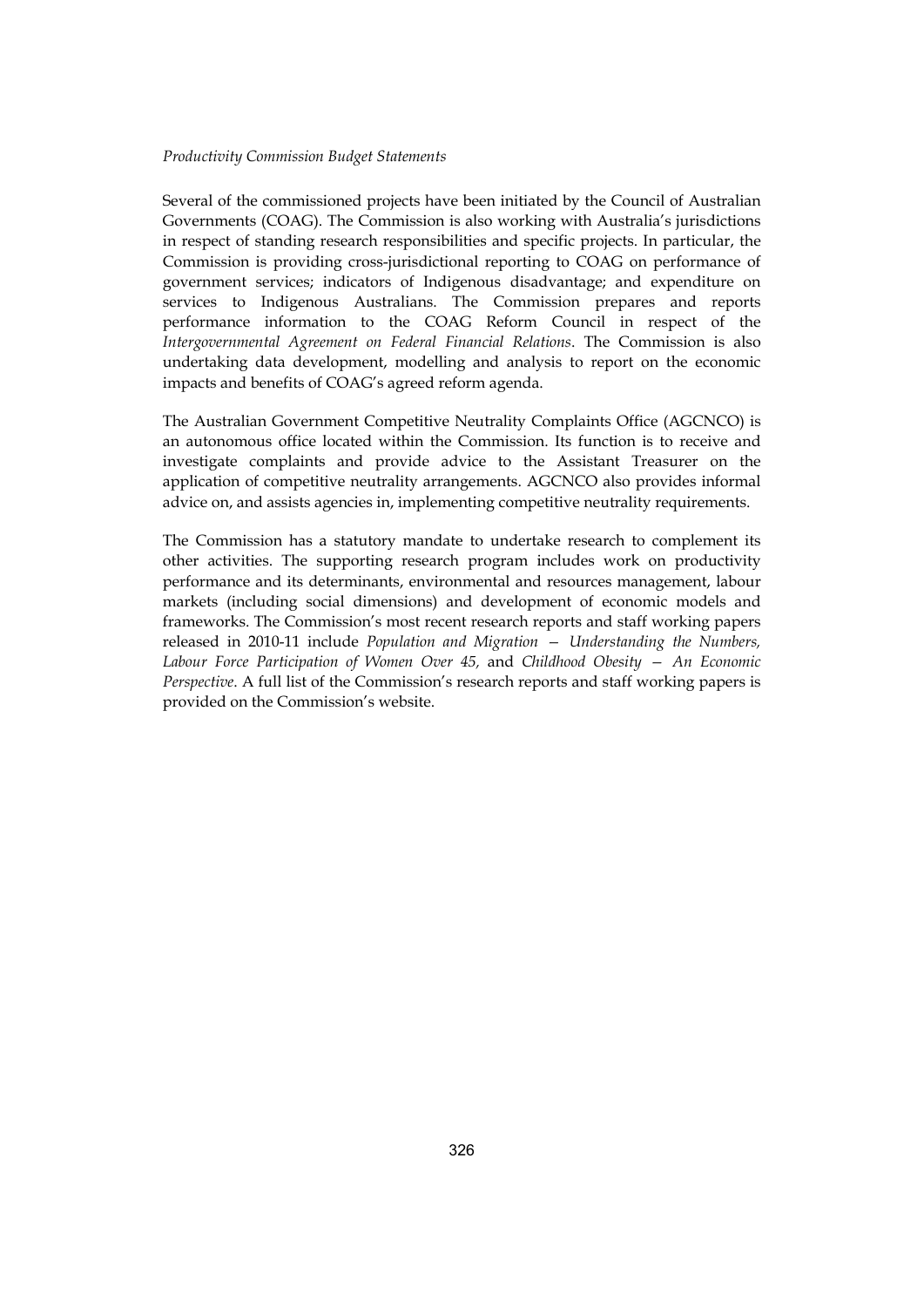Several of the commissioned projects have been initiated by the Council of Australian Governments (COAG). The Commission is also working with Australia's jurisdictions in respect of standing research responsibilities and specific projects. In particular, the Commission is providing cross-jurisdictional reporting to COAG on performance of government services; indicators of Indigenous disadvantage; and expenditure on services to Indigenous Australians. The Commission prepares and reports performance information to the COAG Reform Council in respect of the *Intergovernmental Agreement on Federal Financial Relations*. The Commission is also undertaking data development, modelling and analysis to report on the economic impacts and benefits of COAG's agreed reform agenda.

The Australian Government Competitive Neutrality Complaints Office (AGCNCO) is an autonomous office located within the Commission. Its function is to receive and investigate complaints and provide advice to the Assistant Treasurer on the application of competitive neutrality arrangements. AGCNCO also provides informal advice on, and assists agencies in, implementing competitive neutrality requirements.

The Commission has a statutory mandate to undertake research to complement its other activities. The supporting research program includes work on productivity performance and its determinants, environmental and resources management, labour markets (including social dimensions) and development of economic models and frameworks. The Commission's most recent research reports and staff working papers released in 2010-11 include *Population and Migration — Understanding the Numbers, Labour Force Participation of Women Over 45,* and *Childhood Obesity — An Economic Perspective*. A full list of the Commission's research reports and staff working papers is provided on the Commission's website.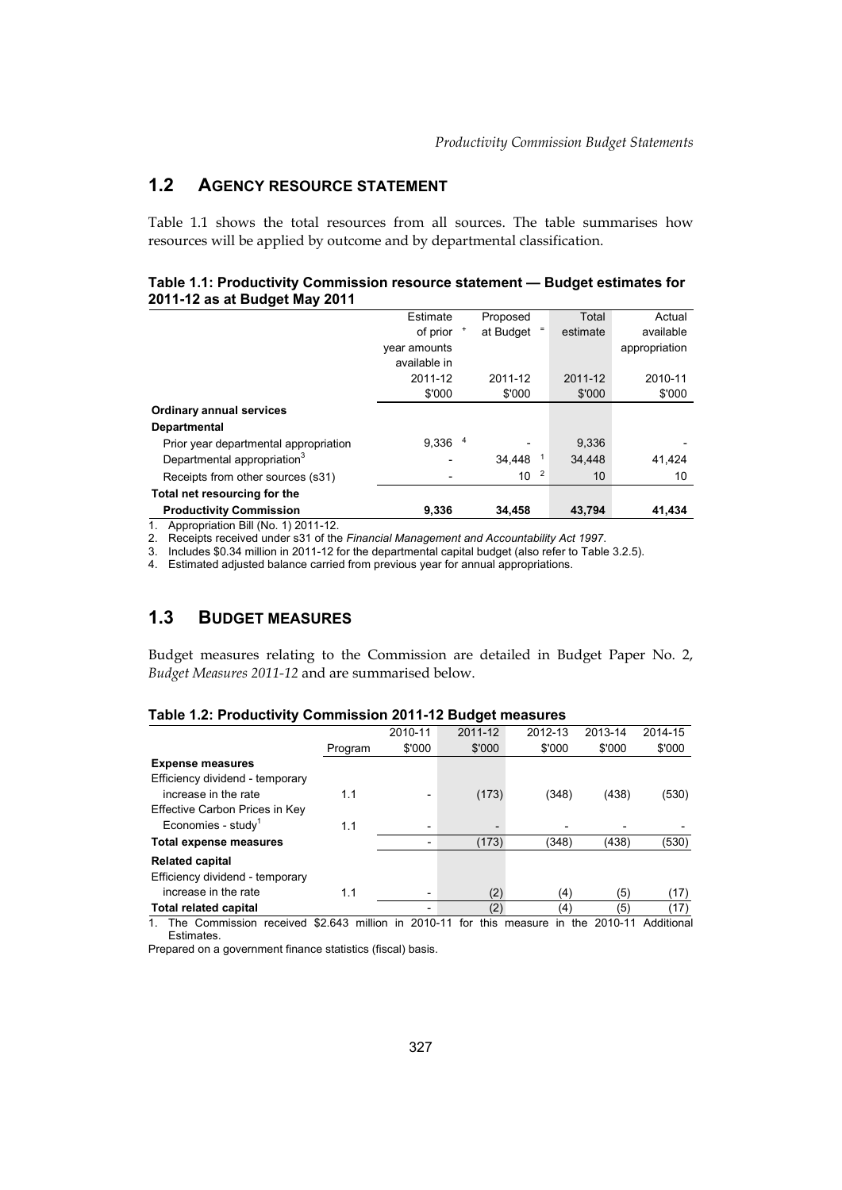## 1.2 AGENCY RESOURCE STATEMENT

Table 1.1 shows the total resources from all sources. The table summarises how resources will be applied by outcome and by departmental classification.

**Table 1.1: Productivity Commission resource statement — Budget estimates for 2011-12 as at Budget May 2011**

| | Estimate of prior year amounts available in 2011-12 $'000 | + | Proposed at Budget 2011-12 $'000 | = | Total estimate 2011-12 $'000 | Actual available appropriation 2010-11 $'000 |
|---|---|---|---|---|---|---|
| **Ordinary annual services** | | | | | | |
| **Departmental** | | | | | | |
| Prior year departmental appropriation | 9,336 [4] | | - | | 9,336 | - |
| Departmental appropriation[3] | - | | 34,448 [1] | | 34,448 | 41,424 |
| Receipts from other sources (s31) | - | | 10 [2] | | 10 | 10 |
| **Total net resourcing for the Productivity Commission** | **9,336** | | **34,458** | | **43,794** | **41,434** |

1. Appropriation Bill (No. 1) 2011-12.
2. Receipts received under s31 of the *Financial Management and Accountability Act 1997*.
3. Includes $0.34 million in 2011-12 for the departmental capital budget (also refer to Table 3.2.5).
4. Estimated adjusted balance carried from previous year for annual appropriations.

## 1.3 BUDGET MEASURES

Budget measures relating to the Commission are detailed in Budget Paper No. 2, *Budget Measures 2011-12* and are summarised below.

**Table 1.2: Productivity Commission 2011-12 Budget measures**

| | Program | 2010-11 $'000 | 2011-12 $'000 | 2012-13 $'000 | 2013-14 $'000 | 2014-15 $'000 |
|---|---|---|---|---|---|---|
| **Expense measures** | | | | | | |
| Efficiency dividend - temporary increase in the rate | 1.1 | - | (173) | (348) | (438) | (530) |
| Effective Carbon Prices in Key Economies - study[1] | 1.1 | - | - | - | - | - |
| **Total expense measures** | | - | (173) | (348) | (438) | (530) |
| **Related capital** | | | | | | |
| Efficiency dividend - temporary increase in the rate | 1.1 | - | (2) | (4) | (5) | (17) |
| **Total related capital** | | - | (2) | (4) | (5) | (17) |

1. The Commission received $2.643 million in 2010-11 for this measure in the 2010-11 Additional Estimates.

Prepared on a government finance statistics (fiscal) basis.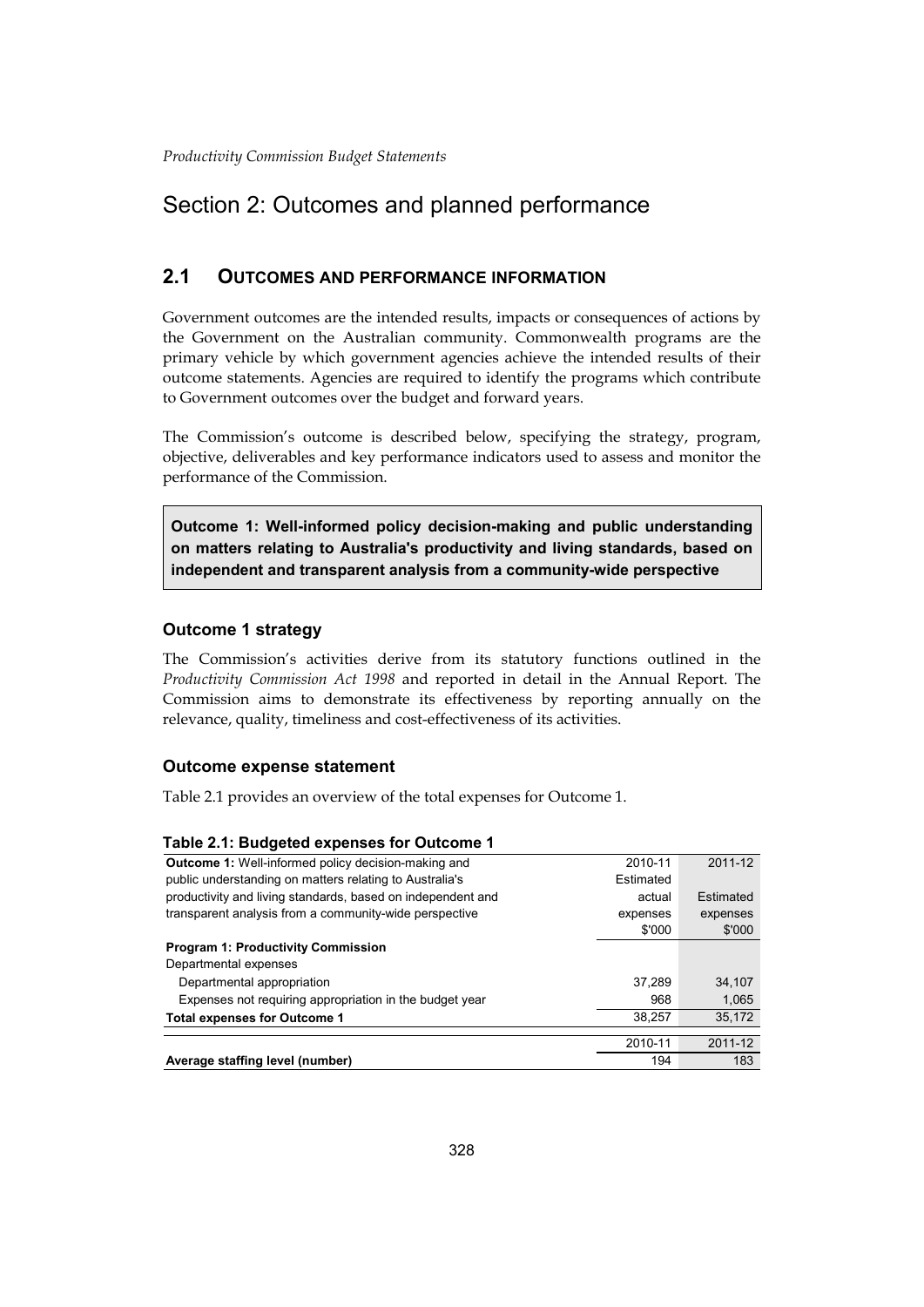# Section 2: Outcomes and planned performance

## 2.1 OUTCOMES AND PERFORMANCE INFORMATION

Government outcomes are the intended results, impacts or consequences of actions by the Government on the Australian community. Commonwealth programs are the primary vehicle by which government agencies achieve the intended results of their outcome statements. Agencies are required to identify the programs which contribute to Government outcomes over the budget and forward years.

The Commission's outcome is described below, specifying the strategy, program, objective, deliverables and key performance indicators used to assess and monitor the performance of the Commission.

**Outcome 1: Well-informed policy decision-making and public understanding on matters relating to Australia's productivity and living standards, based on independent and transparent analysis from a community-wide perspective**

### Outcome 1 strategy

The Commission's activities derive from its statutory functions outlined in the *Productivity Commission Act 1998* and reported in detail in the Annual Report. The Commission aims to demonstrate its effectiveness by reporting annually on the relevance, quality, timeliness and cost-effectiveness of its activities.

### Outcome expense statement

Table 2.1 provides an overview of the total expenses for Outcome 1.

**Table 2.1: Budgeted expenses for Outcome 1**

| **Outcome 1:** Well-informed policy decision-making and public understanding on matters relating to Australia's productivity and living standards, based on independent and transparent analysis from a community-wide perspective | 2010-11 Estimated actual expenses $'000 | 2011-12 Estimated expenses $'000 |
|---|---|---|
| **Program 1: Productivity Commission** | | |
| Departmental expenses | | |
| Departmental appropriation | 37,289 | 34,107 |
| Expenses not requiring appropriation in the budget year | 968 | 1,065 |
| **Total expenses for Outcome 1** | 38,257 | 35,172 |
| | 2010-11 | 2011-12 |
| **Average staffing level (number)** | 194 | 183 |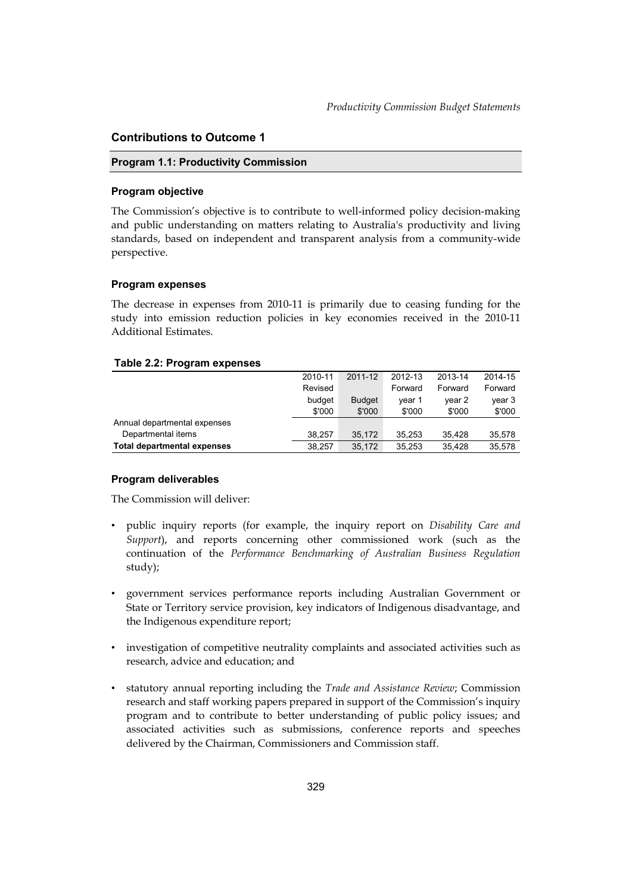## Contributions to Outcome 1

### Program 1.1: Productivity Commission

#### Program objective

The Commission's objective is to contribute to well-informed policy decision-making and public understanding on matters relating to Australia's productivity and living standards, based on independent and transparent analysis from a community-wide perspective.

#### Program expenses

The decrease in expenses from 2010-11 is primarily due to ceasing funding for the study into emission reduction policies in key economies received in the 2010-11 Additional Estimates.

**Table 2.2: Program expenses**

| | 2010-11 Revised budget $'000 | 2011-12 Budget $'000 | 2012-13 Forward year 1 $'000 | 2013-14 Forward year 2 $'000 | 2014-15 Forward year 3 $'000 |
|---|---|---|---|---|---|
| Annual departmental expenses | | | | | |
| Departmental items | 38,257 | 35,172 | 35,253 | 35,428 | 35,578 |
| **Total departmental expenses** | 38,257 | 35,172 | 35,253 | 35,428 | 35,578 |

#### Program deliverables

The Commission will deliver:

- public inquiry reports (for example, the inquiry report on *Disability Care and Support*), and reports concerning other commissioned work (such as the continuation of the *Performance Benchmarking of Australian Business Regulation* study);
- government services performance reports including Australian Government or State or Territory service provision, key indicators of Indigenous disadvantage, and the Indigenous expenditure report;
- investigation of competitive neutrality complaints and associated activities such as research, advice and education; and
- statutory annual reporting including the *Trade and Assistance Review*; Commission research and staff working papers prepared in support of the Commission's inquiry program and to contribute to better understanding of public policy issues; and associated activities such as submissions, conference reports and speeches delivered by the Chairman, Commissioners and Commission staff.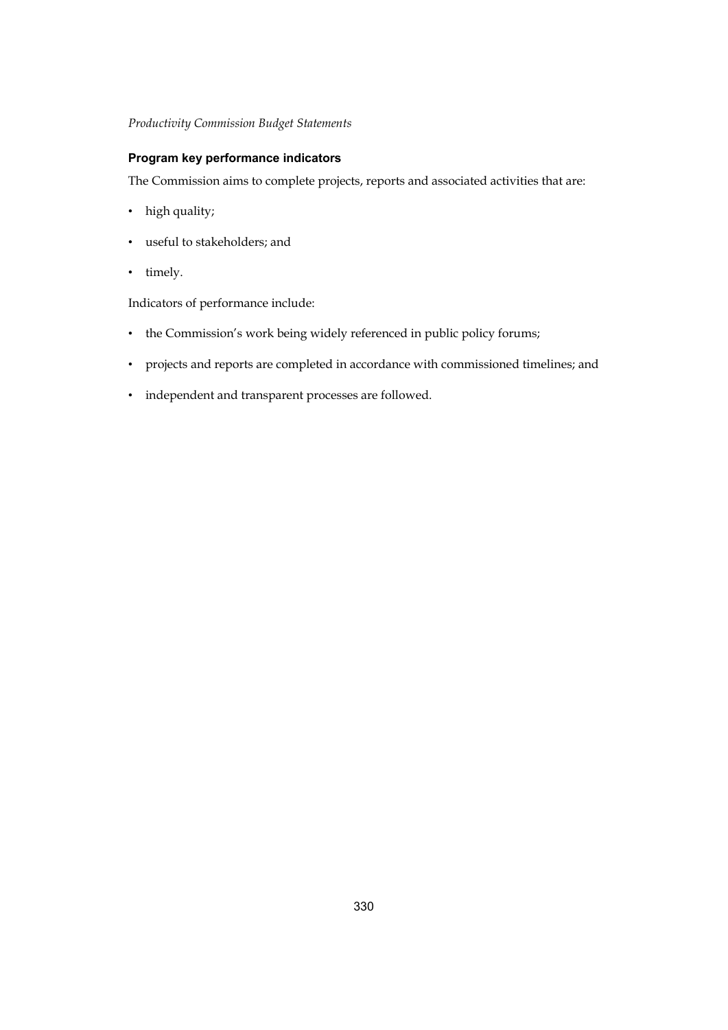### Program key performance indicators

The Commission aims to complete projects, reports and associated activities that are:

- high quality;
- useful to stakeholders; and
- timely.

Indicators of performance include:

- the Commission's work being widely referenced in public policy forums;
- projects and reports are completed in accordance with commissioned timelines; and
- independent and transparent processes are followed.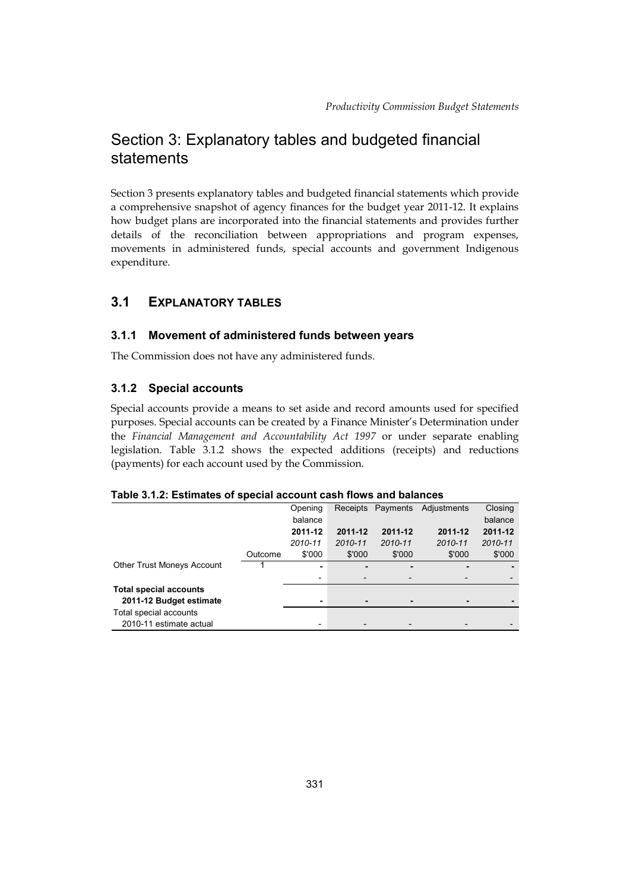# Section 3: Explanatory tables and budgeted financial statements

Section 3 presents explanatory tables and budgeted financial statements which provide a comprehensive snapshot of agency finances for the budget year 2011-12. It explains how budget plans are incorporated into the financial statements and provides further details of the reconciliation between appropriations and program expenses, movements in administered funds, special accounts and government Indigenous expenditure.

## 3.1 EXPLANATORY TABLES

### 3.1.1 Movement of administered funds between years

The Commission does not have any administered funds.

### 3.1.2 Special accounts

Special accounts provide a means to set aside and record amounts used for specified purposes. Special accounts can be created by a Finance Minister's Determination under the *Financial Management and Accountability Act 1997* or under separate enabling legislation. Table 3.1.2 shows the expected additions (receipts) and reductions (payments) for each account used by the Commission.

**Table 3.1.2: Estimates of special account cash flows and balances**

| | Outcome | Opening balance<br>**2011-12**<br>*2010-11*<br>$'000 | Receipts<br>**2011-12**<br>*2010-11*<br>$'000 | Payments<br>**2011-12**<br>*2010-11*<br>$'000 | Adjustments<br>**2011-12**<br>*2010-11*<br>$'000 | Closing balance<br>**2011-12**<br>*2010-11*<br>$'000 |
|---|---|---|---|---|---|---|
| Other Trust Moneys Account | 1 | **-** | **-** | **-** | **-** | **-** |
| | | - | - | - | - | - |
| **Total special accounts 2011-12 Budget estimate** | | **-** | **-** | **-** | **-** | **-** |
| Total special accounts 2010-11 estimate actual | | - | - | - | - | - |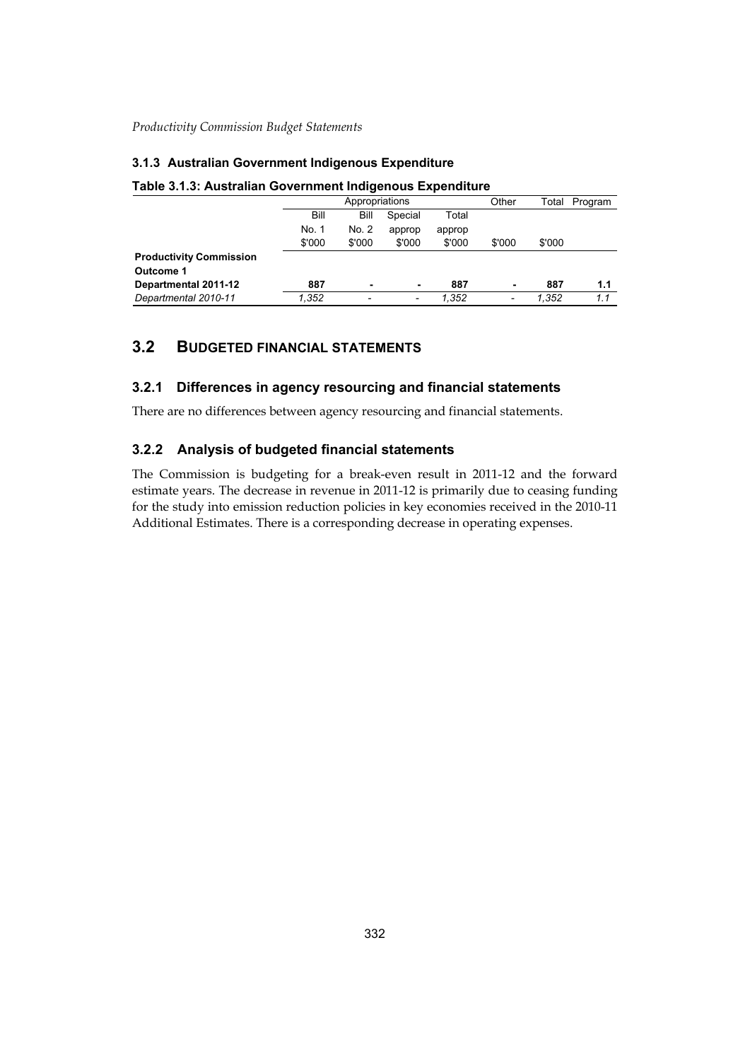### 3.1.3 Australian Government Indigenous Expenditure

**Table 3.1.3: Australian Government Indigenous Expenditure**

| | Appropriations | | | | Other | Total | Program |
|---|---|---|---|---|---|---|---|
| | Bill No. 1 $'000 | Bill No. 2 $'000 | Special approp $'000 | Total approp $'000 | $'000 | $'000 | |
| **Productivity Commission** | | | | | | | |
| **Outcome 1** | | | | | | | |
| **Departmental 2011-12** | **887** | **-** | **-** | **887** | **-** | **887** | **1.1** |
| *Departmental 2010-11* | *1,352* | *-* | *-* | *1,352* | *-* | *1,352* | *1.1* |

## 3.2 BUDGETED FINANCIAL STATEMENTS

### 3.2.1 Differences in agency resourcing and financial statements

There are no differences between agency resourcing and financial statements.

### 3.2.2 Analysis of budgeted financial statements

The Commission is budgeting for a break-even result in 2011-12 and the forward estimate years. The decrease in revenue in 2011-12 is primarily due to ceasing funding for the study into emission reduction policies in key economies received in the 2010-11 Additional Estimates. There is a corresponding decrease in operating expenses.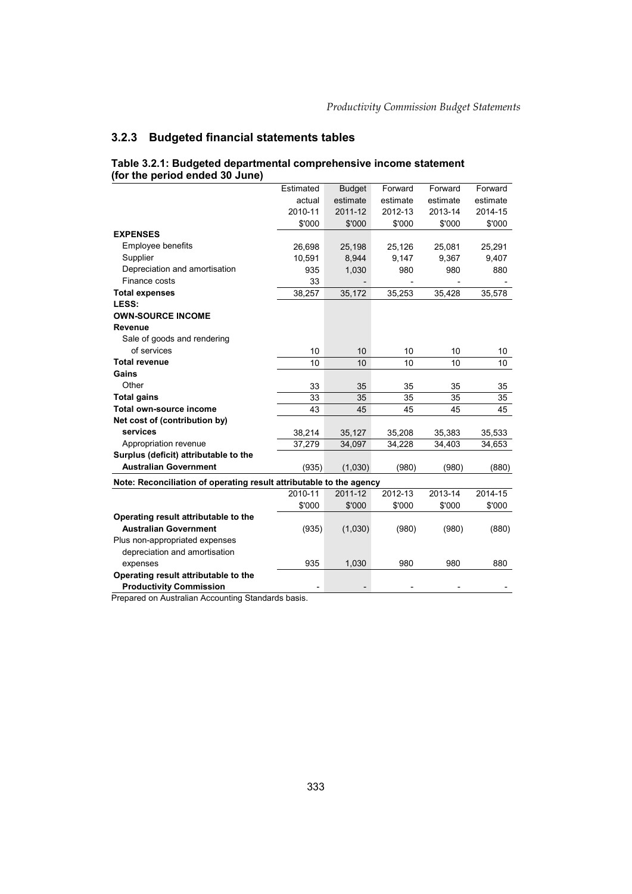### 3.2.3 Budgeted financial statements tables

**Table 3.2.1: Budgeted departmental comprehensive income statement (for the period ended 30 June)**

| | Estimated actual 2010-11 $'000 | Budget estimate 2011-12 $'000 | Forward estimate 2012-13 $'000 | Forward estimate 2013-14 $'000 | Forward estimate 2014-15 $'000 |
|---|---|---|---|---|---|
| **EXPENSES** | | | | | |
| Employee benefits | 26,698 | 25,198 | 25,126 | 25,081 | 25,291 |
| Supplier | 10,591 | 8,944 | 9,147 | 9,367 | 9,407 |
| Depreciation and amortisation | 935 | 1,030 | 980 | 980 | 880 |
| Finance costs | 33 | - | - | - | - |
| **Total expenses** | 38,257 | 35,172 | 35,253 | 35,428 | 35,578 |
| **LESS:** | | | | | |
| **OWN-SOURCE INCOME** | | | | | |
| **Revenue** | | | | | |
| Sale of goods and rendering of services | 10 | 10 | 10 | 10 | 10 |
| **Total revenue** | 10 | 10 | 10 | 10 | 10 |
| **Gains** | | | | | |
| Other | 33 | 35 | 35 | 35 | 35 |
| **Total gains** | 33 | 35 | 35 | 35 | 35 |
| **Total own-source income** | 43 | 45 | 45 | 45 | 45 |
| **Net cost of (contribution by) services** | 38,214 | 35,127 | 35,208 | 35,383 | 35,533 |
| Appropriation revenue | 37,279 | 34,097 | 34,228 | 34,403 | 34,653 |
| **Surplus (deficit) attributable to the Australian Government** | (935) | (1,030) | (980) | (980) | (880) |

**Note: Reconciliation of operating result attributable to the agency**

| | 2010-11 $'000 | 2011-12 $'000 | 2012-13 $'000 | 2013-14 $'000 | 2014-15 $'000 |
|---|---|---|---|---|---|
| **Operating result attributable to the Australian Government** | (935) | (1,030) | (980) | (980) | (880) |
| Plus non-appropriated expenses depreciation and amortisation expenses | 935 | 1,030 | 980 | 980 | 880 |
| **Operating result attributable to the Productivity Commission** | - | - | - | - | - |

Prepared on Australian Accounting Standards basis.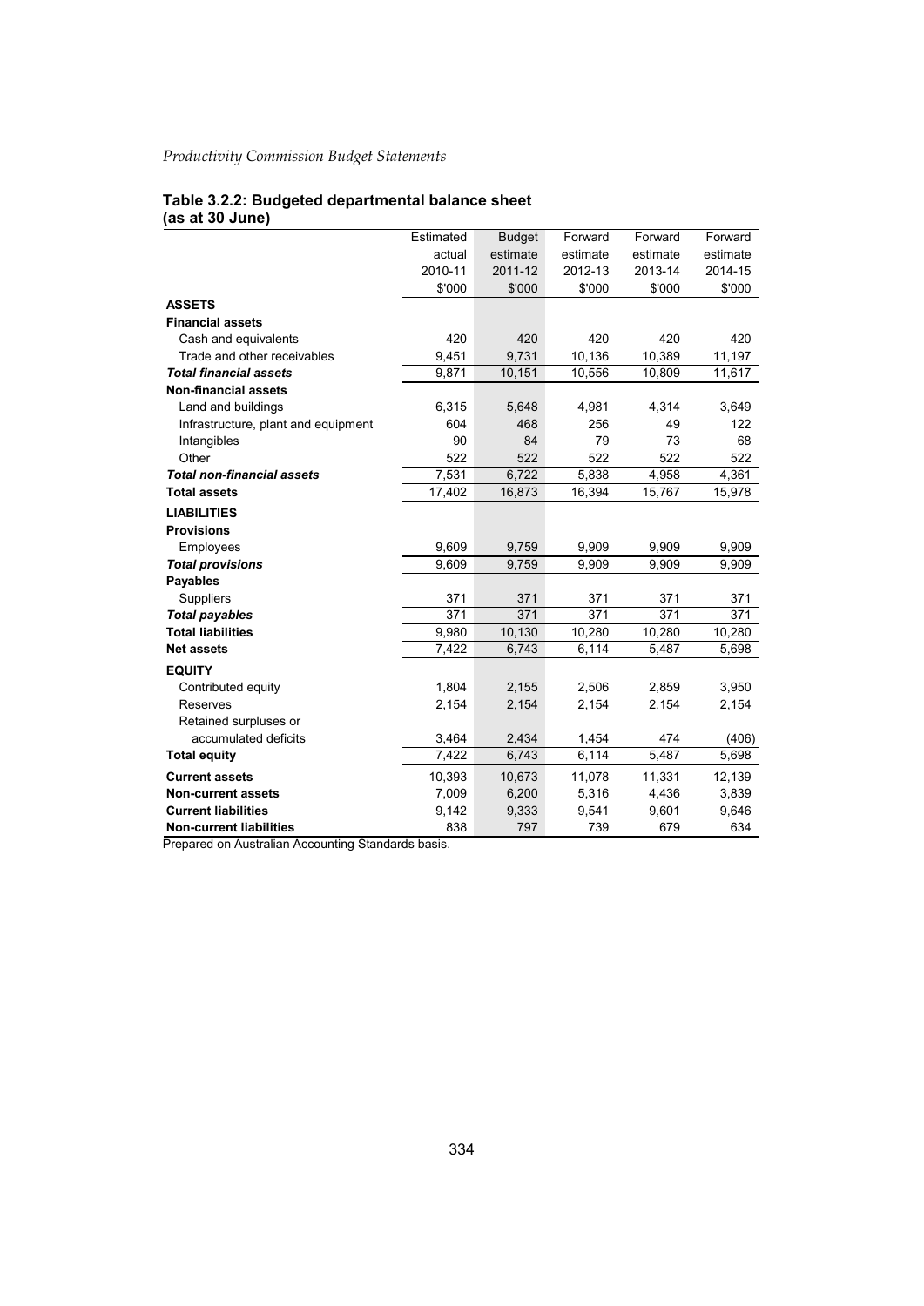**Table 3.2.2: Budgeted departmental balance sheet (as at 30 June)**

| | Estimated actual 2010-11 $'000 | Budget estimate 2011-12 $'000 | Forward estimate 2012-13 $'000 | Forward estimate 2013-14 $'000 | Forward estimate 2014-15 $'000 |
|---|---|---|---|---|---|
| **ASSETS** | | | | | |
| **Financial assets** | | | | | |
| Cash and equivalents | 420 | 420 | 420 | 420 | 420 |
| Trade and other receivables | 9,451 | 9,731 | 10,136 | 10,389 | 11,197 |
| ***Total financial assets*** | 9,871 | 10,151 | 10,556 | 10,809 | 11,617 |
| **Non-financial assets** | | | | | |
| Land and buildings | 6,315 | 5,648 | 4,981 | 4,314 | 3,649 |
| Infrastructure, plant and equipment | 604 | 468 | 256 | 49 | 122 |
| Intangibles | 90 | 84 | 79 | 73 | 68 |
| Other | 522 | 522 | 522 | 522 | 522 |
| ***Total non-financial assets*** | 7,531 | 6,722 | 5,838 | 4,958 | 4,361 |
| **Total assets** | 17,402 | 16,873 | 16,394 | 15,767 | 15,978 |
| **LIABILITIES** | | | | | |
| **Provisions** | | | | | |
| Employees | 9,609 | 9,759 | 9,909 | 9,909 | 9,909 |
| ***Total provisions*** | 9,609 | 9,759 | 9,909 | 9,909 | 9,909 |
| **Payables** | | | | | |
| Suppliers | 371 | 371 | 371 | 371 | 371 |
| ***Total payables*** | 371 | 371 | 371 | 371 | 371 |
| **Total liabilities** | 9,980 | 10,130 | 10,280 | 10,280 | 10,280 |
| **Net assets** | 7,422 | 6,743 | 6,114 | 5,487 | 5,698 |
| **EQUITY** | | | | | |
| Contributed equity | 1,804 | 2,155 | 2,506 | 2,859 | 3,950 |
| Reserves | 2,154 | 2,154 | 2,154 | 2,154 | 2,154 |
| Retained surpluses or accumulated deficits | 3,464 | 2,434 | 1,454 | 474 | (406) |
| **Total equity** | 7,422 | 6,743 | 6,114 | 5,487 | 5,698 |
| **Current assets** | 10,393 | 10,673 | 11,078 | 11,331 | 12,139 |
| **Non-current assets** | 7,009 | 6,200 | 5,316 | 4,436 | 3,839 |
| **Current liabilities** | 9,142 | 9,333 | 9,541 | 9,601 | 9,646 |
| **Non-current liabilities** | 838 | 797 | 739 | 679 | 634 |

Prepared on Australian Accounting Standards basis.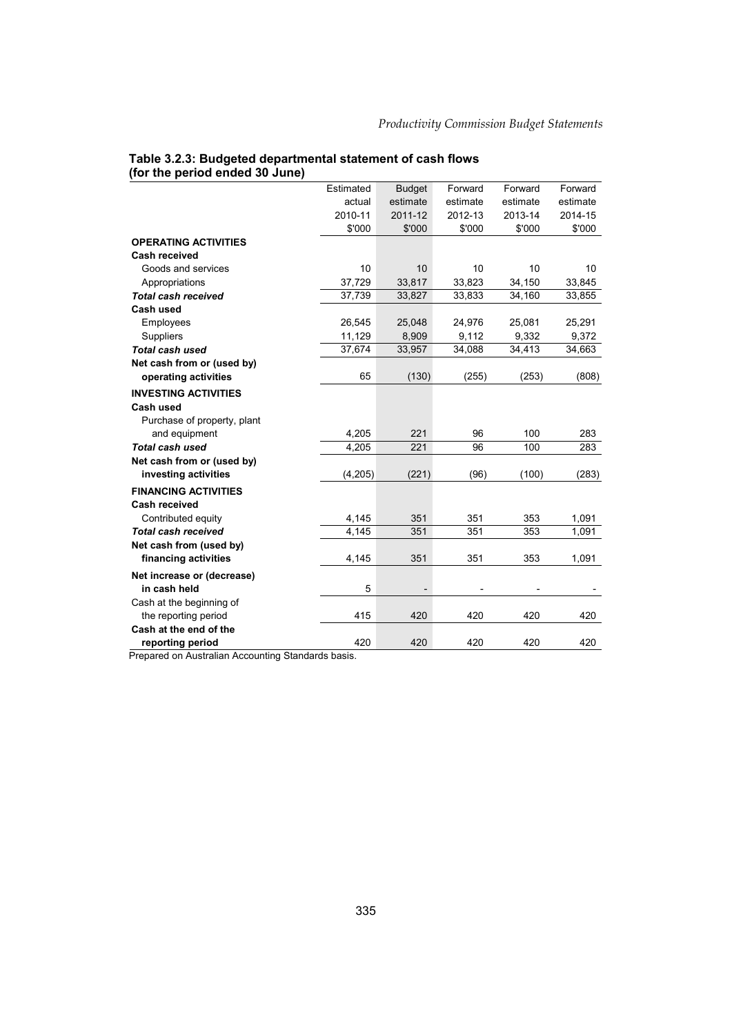**Table 3.2.3: Budgeted departmental statement of cash flows (for the period ended 30 June)**

| | Estimated actual 2010-11 $'000 | Budget estimate 2011-12 $'000 | Forward estimate 2012-13 $'000 | Forward estimate 2013-14 $'000 | Forward estimate 2014-15 $'000 |
|---|---|---|---|---|---|
| **OPERATING ACTIVITIES** | | | | | |
| **Cash received** | | | | | |
| Goods and services | 10 | 10 | 10 | 10 | 10 |
| Appropriations | 37,729 | 33,817 | 33,823 | 34,150 | 33,845 |
| ***Total cash received*** | 37,739 | 33,827 | 33,833 | 34,160 | 33,855 |
| **Cash used** | | | | | |
| Employees | 26,545 | 25,048 | 24,976 | 25,081 | 25,291 |
| Suppliers | 11,129 | 8,909 | 9,112 | 9,332 | 9,372 |
| ***Total cash used*** | 37,674 | 33,957 | 34,088 | 34,413 | 34,663 |
| **Net cash from or (used by) operating activities** | 65 | (130) | (255) | (253) | (808) |
| **INVESTING ACTIVITIES** | | | | | |
| **Cash used** | | | | | |
| Purchase of property, plant and equipment | 4,205 | 221 | 96 | 100 | 283 |
| ***Total cash used*** | 4,205 | 221 | 96 | 100 | 283 |
| **Net cash from or (used by) investing activities** | (4,205) | (221) | (96) | (100) | (283) |
| **FINANCING ACTIVITIES** | | | | | |
| **Cash received** | | | | | |
| Contributed equity | 4,145 | 351 | 351 | 353 | 1,091 |
| ***Total cash received*** | 4,145 | 351 | 351 | 353 | 1,091 |
| **Net cash from (used by) financing activities** | 4,145 | 351 | 351 | 353 | 1,091 |
| **Net increase or (decrease) in cash held** | 5 | - | - | - | - |
| Cash at the beginning of the reporting period | 415 | 420 | 420 | 420 | 420 |
| **Cash at the end of the reporting period** | 420 | 420 | 420 | 420 | 420 |

Prepared on Australian Accounting Standards basis.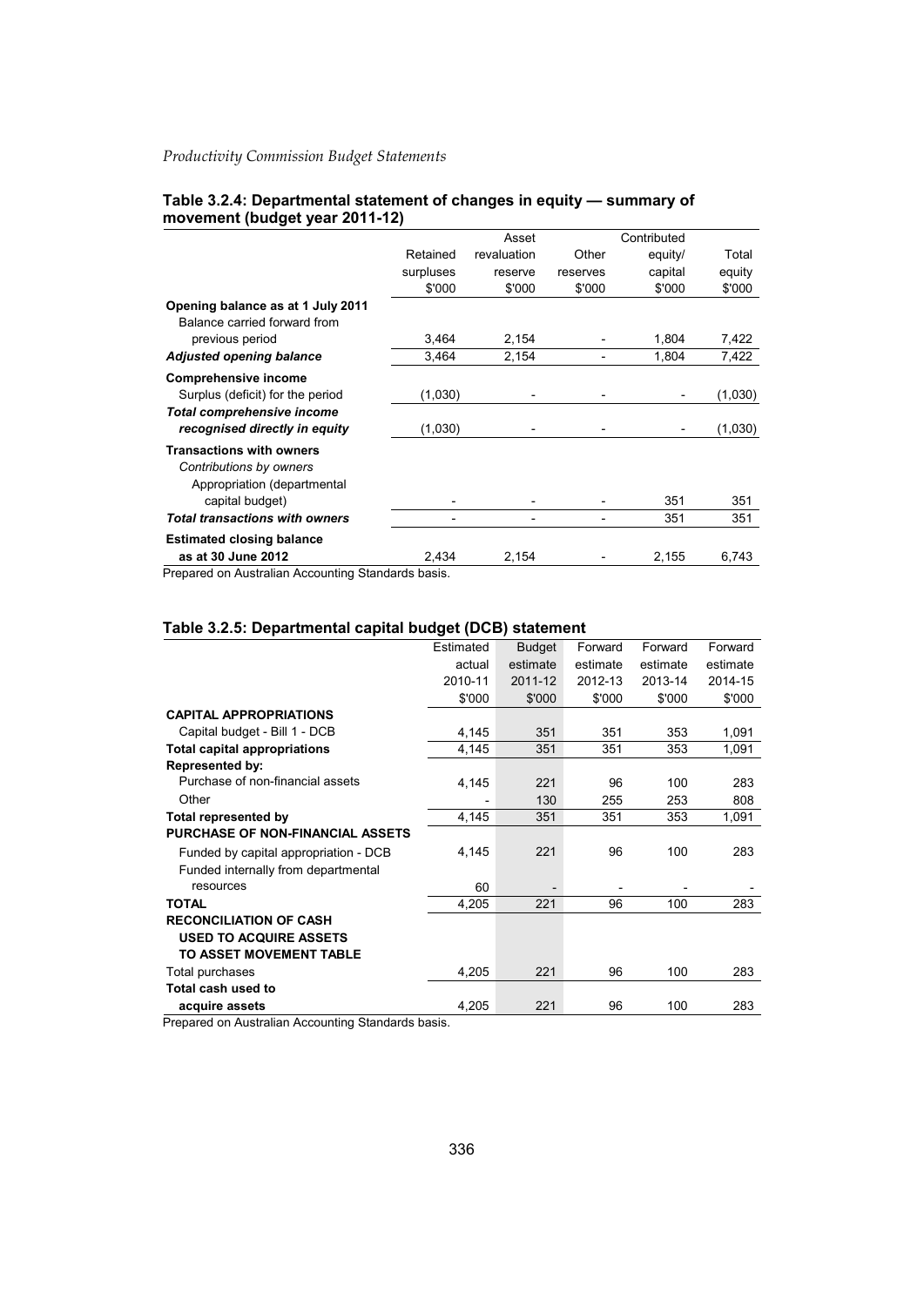### Table 3.2.4: Departmental statement of changes in equity — summary of movement (budget year 2011-12)

| | Retained surpluses $'000 | Asset revaluation reserve $'000 | Other reserves $'000 | Contributed equity/ capital $'000 | Total equity $'000 |
|---|---|---|---|---|---|
| **Opening balance as at 1 July 2011** | | | | | |
| Balance carried forward from previous period | 3,464 | 2,154 | - | 1,804 | 7,422 |
| ***Adjusted opening balance*** | 3,464 | 2,154 | - | 1,804 | 7,422 |
| **Comprehensive income** | | | | | |
| Surplus (deficit) for the period | (1,030) | - | - | - | (1,030) |
| ***Total comprehensive income recognised directly in equity*** | (1,030) | - | - | - | (1,030) |
| **Transactions with owners** | | | | | |
| *Contributions by owners* | | | | | |
| Appropriation (departmental capital budget) | - | - | - | 351 | 351 |
| ***Total transactions with owners*** | - | - | - | 351 | 351 |
| **Estimated closing balance as at 30 June 2012** | 2,434 | 2,154 | - | 2,155 | 6,743 |

Prepared on Australian Accounting Standards basis.

### Table 3.2.5: Departmental capital budget (DCB) statement

| | Estimated actual 2010-11 $'000 | Budget estimate 2011-12 $'000 | Forward estimate 2012-13 $'000 | Forward estimate 2013-14 $'000 | Forward estimate 2014-15 $'000 |
|---|---|---|---|---|---|
| **CAPITAL APPROPRIATIONS** | | | | | |
| Capital budget - Bill 1 - DCB | 4,145 | 351 | 351 | 353 | 1,091 |
| **Total capital appropriations** | 4,145 | 351 | 351 | 353 | 1,091 |
| **Represented by:** | | | | | |
| Purchase of non-financial assets | 4,145 | 221 | 96 | 100 | 283 |
| Other | - | 130 | 255 | 253 | 808 |
| **Total represented by** | 4,145 | 351 | 351 | 353 | 1,091 |
| **PURCHASE OF NON-FINANCIAL ASSETS** | | | | | |
| Funded by capital appropriation - DCB | 4,145 | 221 | 96 | 100 | 283 |
| Funded internally from departmental resources | 60 | - | - | - | - |
| **TOTAL** | 4,205 | 221 | 96 | 100 | 283 |
| **RECONCILIATION OF CASH USED TO ACQUIRE ASSETS TO ASSET MOVEMENT TABLE** | | | | | |
| Total purchases | 4,205 | 221 | 96 | 100 | 283 |
| **Total cash used to acquire assets** | 4,205 | 221 | 96 | 100 | 283 |

Prepared on Australian Accounting Standards basis.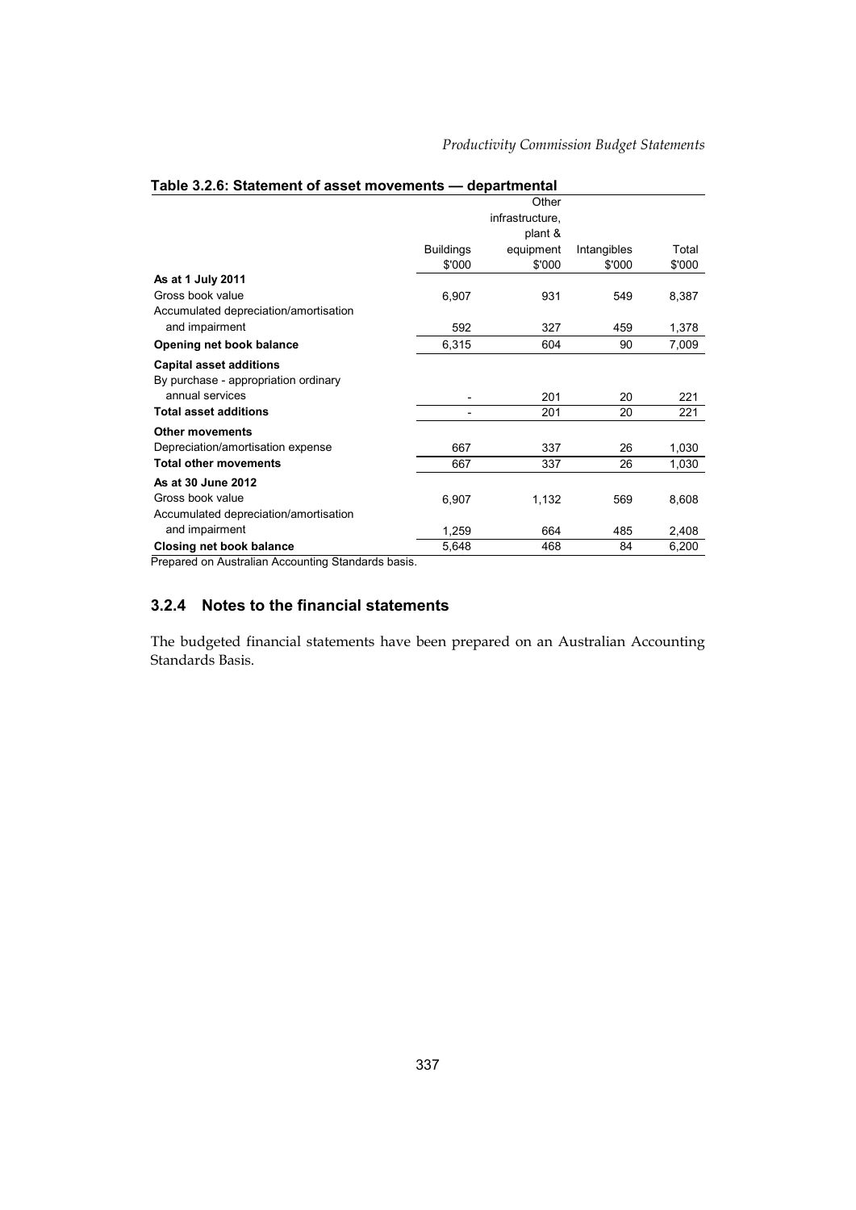**Table 3.2.6: Statement of asset movements — departmental**

| | Buildings $'000 | Other infrastructure, plant & equipment $'000 | Intangibles $'000 | Total $'000 |
|---|---|---|---|---|
| **As at 1 July 2011** | | | | |
| Gross book value | 6,907 | 931 | 549 | 8,387 |
| Accumulated depreciation/amortisation and impairment | 592 | 327 | 459 | 1,378 |
| **Opening net book balance** | 6,315 | 604 | 90 | 7,009 |
| **Capital asset additions** | | | | |
| By purchase - appropriation ordinary annual services | - | 201 | 20 | 221 |
| **Total asset additions** | - | 201 | 20 | 221 |
| **Other movements** | | | | |
| Depreciation/amortisation expense | 667 | 337 | 26 | 1,030 |
| **Total other movements** | 667 | 337 | 26 | 1,030 |
| **As at 30 June 2012** | | | | |
| Gross book value | 6,907 | 1,132 | 569 | 8,608 |
| Accumulated depreciation/amortisation and impairment | 1,259 | 664 | 485 | 2,408 |
| **Closing net book balance** | 5,648 | 468 | 84 | 6,200 |

Prepared on Australian Accounting Standards basis.

### 3.2.4 Notes to the financial statements

The budgeted financial statements have been prepared on an Australian Accounting Standards Basis.